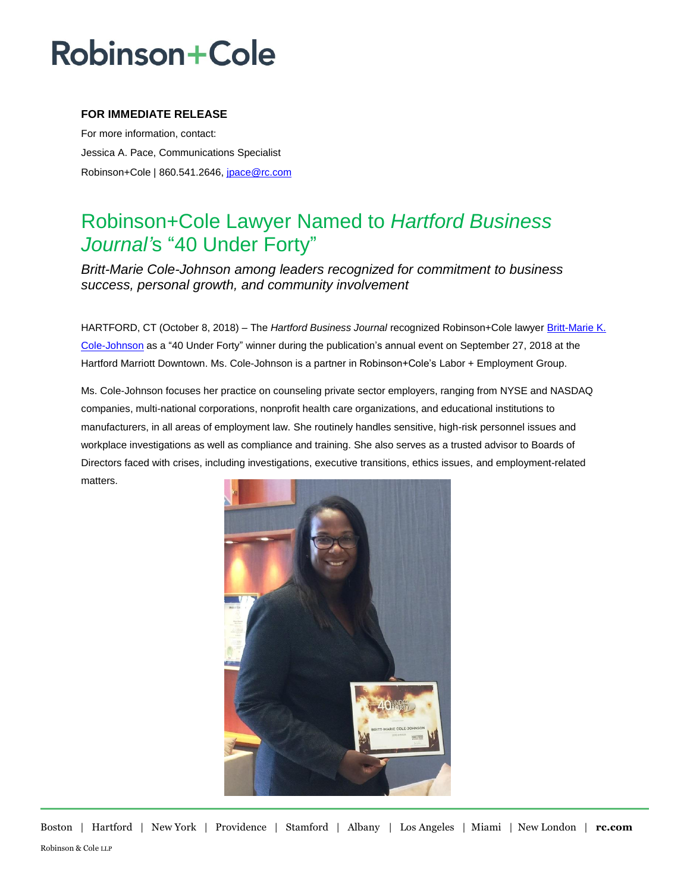# Robinson+Cole

**FOR IMMEDIATE RELEASE**

For more information, contact:

Jessica A. Pace, Communications Specialist

Robinson+Cole | 860.541.2646, jpace@rc.com

## Robinson+Cole Lawyer Named to *Hartford Business Journal*'s "40 Under Forty"

*Britt-Marie Cole-Johnson among leaders recognized for commitment to business success, personal growth, and community involvement*

HARTFORD, CT (October 8, 2018) – The *Hartford Business Journal* recognized Robinson+Cole lawyer Britt-Marie K. Cole-Johnson as a "40 Under Forty" winner during the publication's annual event on September 27, 2018 at the Hartford Marriott Downtown. Ms. Cole-Johnson is a partner in Robinson+Cole's Labor + Employment Group.

Ms. Cole-Johnson focuses her practice on counseling private sector employers, ranging from NYSE and NASDAQ companies, multi-national corporations, nonprofit health care organizations, and educational institutions to manufacturers, in all areas of employment law. She routinely handles sensitive, high-risk personnel issues and workplace investigations as well as compliance and training. She also serves as a trusted advisor to Boards of Directors faced with crises, including investigations, executive transitions, ethics issues, and employment-related matters.

Boston | Hartford | New York | Providence | Stamford | Albany | Los Angeles | Miami | New London | **rc.com**

Robinson & Cole LLP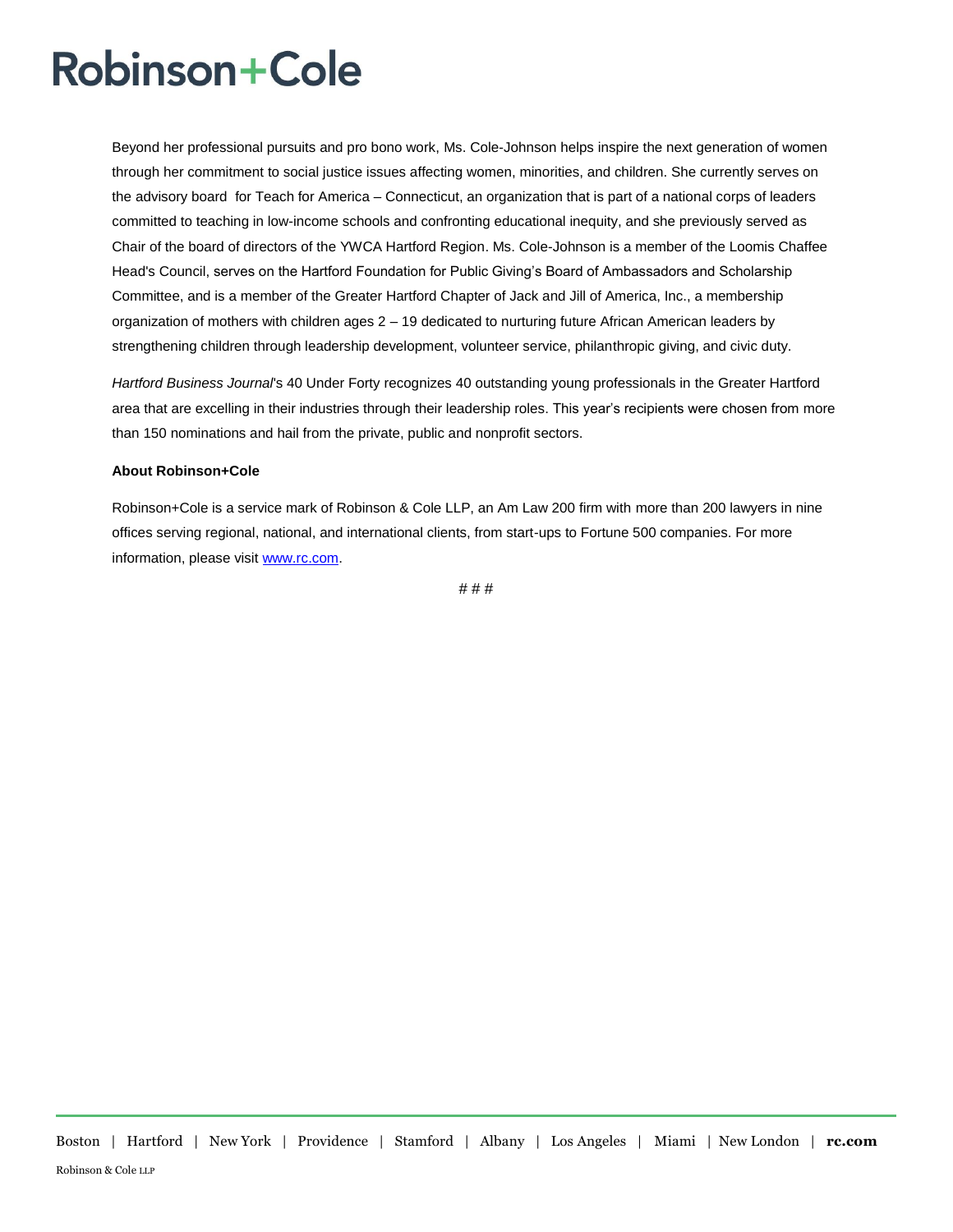Beyond her professional pursuits and pro bono work, Ms. Cole-Johnson helps inspire the next generation of women through her commitment to social justice issues affecting women, minorities, and children. She currently serves on the advisory board for Teach for America – Connecticut, an organization that is part of a national corps of leaders committed to teaching in low-income schools and confronting educational inequity, and she previously served as Chair of the board of directors of the YWCA Hartford Region. Ms. Cole-Johnson is a member of the Loomis Chaffee Head's Council, serves on the Hartford Foundation for Public Giving's Board of Ambassadors and Scholarship Committee, and is a member of the Greater Hartford Chapter of Jack and Jill of America, Inc., a membership organization of mothers with children ages 2 – 19 dedicated to nurturing future African American leaders by strengthening children through leadership development, volunteer service, philanthropic giving, and civic duty.

*Hartford Business Journal*'s 40 Under Forty recognizes 40 outstanding young professionals in the Greater Hartford area that are excelling in their industries through their leadership roles. This year's recipients were chosen from more than 150 nominations and hail from the private, public and nonprofit sectors.

**About Robinson+Cole**

Robinson+Cole is a service mark of Robinson & Cole LLP, an Am Law 200 firm with more than 200 lawyers in nine offices serving regional, national, and international clients, from start-ups to Fortune 500 companies. For more information, please visit [www.rc.com](http://www.rc.com).

# # #